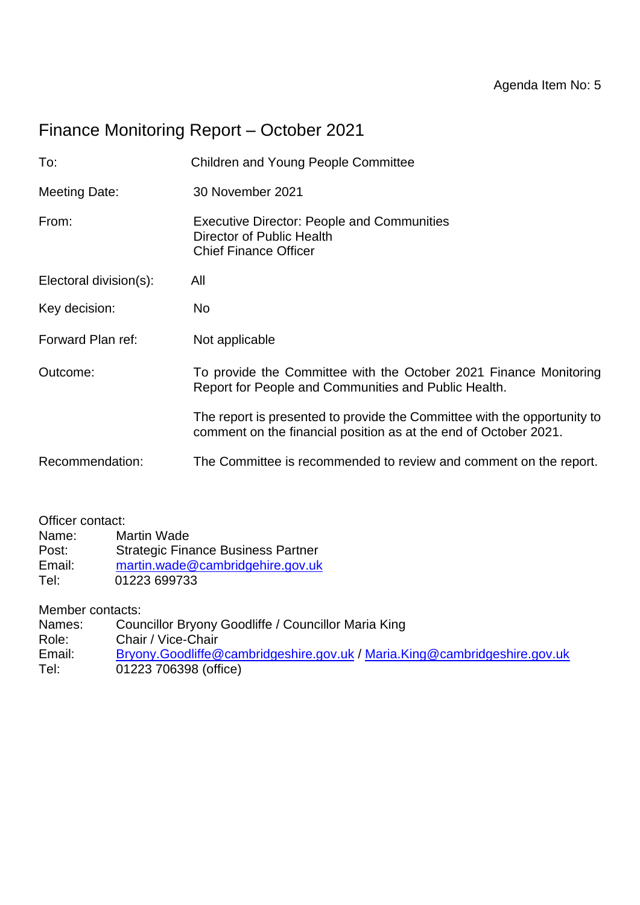Agenda Item No: 5

# Finance Monitoring Report – October 2021

| | |
|---|---|
| To: | Children and Young People Committee |
| Meeting Date: | 30 November 2021 |
| From: | Executive Director: People and Communities<br>Director of Public Health<br>Chief Finance Officer |
| Electoral division(s): | All |
| Key decision: | No |
| Forward Plan ref: | Not applicable |
| Outcome: | To provide the Committee with the October 2021 Finance Monitoring Report for People and Communities and Public Health.<br><br>The report is presented to provide the Committee with the opportunity to comment on the financial position as at the end of October 2021. |
| Recommendation: | The Committee is recommended to review and comment on the report. |

Officer contact:
Name: Martin Wade
Post: Strategic Finance Business Partner
Email: martin.wade@cambridgehire.gov.uk
Tel: 01223 699733

Member contacts:
Names: Councillor Bryony Goodliffe / Councillor Maria King
Role: Chair / Vice-Chair
Email: Bryony.Goodliffe@cambridgeshire.gov.uk / Maria.King@cambridgeshire.gov.uk
Tel: 01223 706398 (office)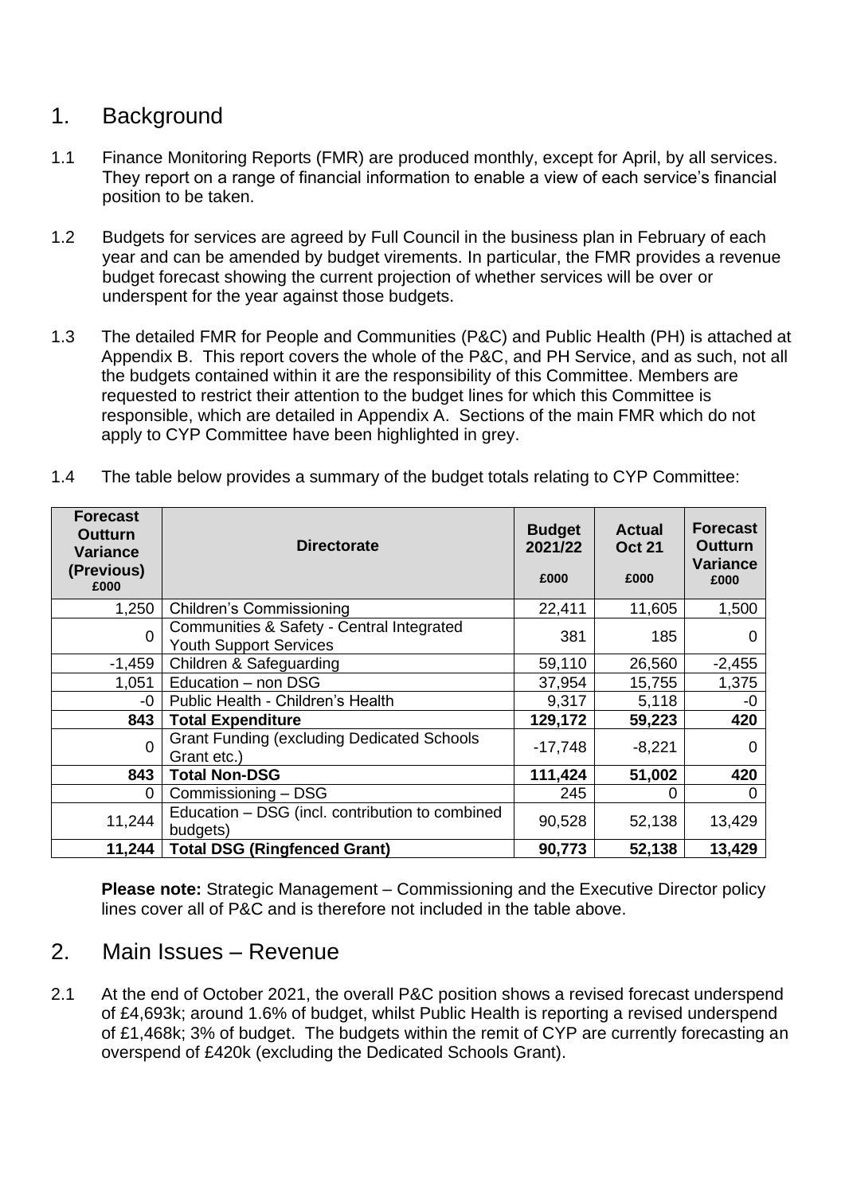## 1. Background

1.1 Finance Monitoring Reports (FMR) are produced monthly, except for April, by all services. They report on a range of financial information to enable a view of each service's financial position to be taken.

1.2 Budgets for services are agreed by Full Council in the business plan in February of each year and can be amended by budget virements. In particular, the FMR provides a revenue budget forecast showing the current projection of whether services will be over or underspent for the year against those budgets.

1.3 The detailed FMR for People and Communities (P&C) and Public Health (PH) is attached at Appendix B. This report covers the whole of the P&C, and PH Service, and as such, not all the budgets contained within it are the responsibility of this Committee. Members are requested to restrict their attention to the budget lines for which this Committee is responsible, which are detailed in Appendix A. Sections of the main FMR which do not apply to CYP Committee have been highlighted in grey.

1.4 The table below provides a summary of the budget totals relating to CYP Committee:

| Forecast Outturn Variance (Previous) £000 | Directorate | Budget 2021/22 £000 | Actual Oct 21 £000 | Forecast Outturn Variance £000 |
|---|---|---|---|---|
| 1,250 | Children's Commissioning | 22,411 | 11,605 | 1,500 |
| 0 | Communities & Safety - Central Integrated Youth Support Services | 381 | 185 | 0 |
| -1,459 | Children & Safeguarding | 59,110 | 26,560 | -2,455 |
| 1,051 | Education – non DSG | 37,954 | 15,755 | 1,375 |
| -0 | Public Health - Children's Health | 9,317 | 5,118 | -0 |
| **843** | **Total Expenditure** | **129,172** | **59,223** | **420** |
| 0 | Grant Funding (excluding Dedicated Schools Grant etc.) | -17,748 | -8,221 | 0 |
| **843** | **Total Non-DSG** | **111,424** | **51,002** | **420** |
| 0 | Commissioning – DSG | 245 | 0 | 0 |
| 11,244 | Education – DSG (incl. contribution to combined budgets) | 90,528 | 52,138 | 13,429 |
| **11,244** | **Total DSG (Ringfenced Grant)** | **90,773** | **52,138** | **13,429** |

**Please note:** Strategic Management – Commissioning and the Executive Director policy lines cover all of P&C and is therefore not included in the table above.

## 2. Main Issues – Revenue

2.1 At the end of October 2021, the overall P&C position shows a revised forecast underspend of £4,693k; around 1.6% of budget, whilst Public Health is reporting a revised underspend of £1,468k; 3% of budget. The budgets within the remit of CYP are currently forecasting an overspend of £420k (excluding the Dedicated Schools Grant).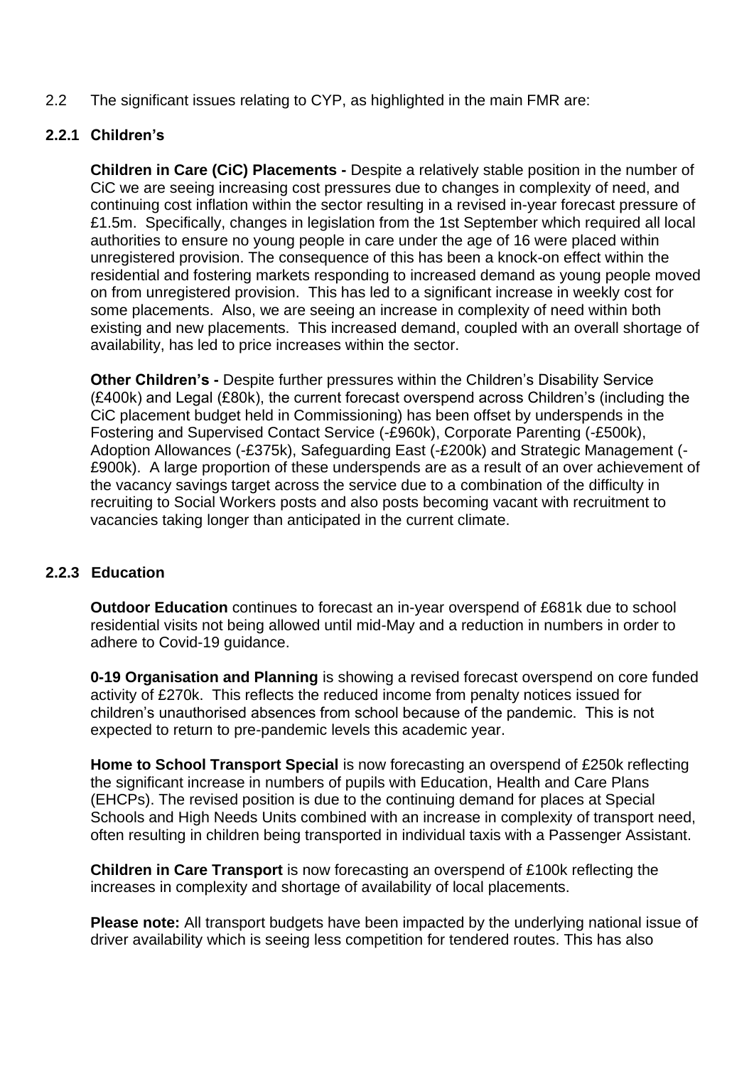2.2 The significant issues relating to CYP, as highlighted in the main FMR are:

### 2.2.1 Children's

**Children in Care (CiC) Placements -** Despite a relatively stable position in the number of CiC we are seeing increasing cost pressures due to changes in complexity of need, and continuing cost inflation within the sector resulting in a revised in-year forecast pressure of £1.5m. Specifically, changes in legislation from the 1st September which required all local authorities to ensure no young people in care under the age of 16 were placed within unregistered provision. The consequence of this has been a knock-on effect within the residential and fostering markets responding to increased demand as young people moved on from unregistered provision. This has led to a significant increase in weekly cost for some placements. Also, we are seeing an increase in complexity of need within both existing and new placements. This increased demand, coupled with an overall shortage of availability, has led to price increases within the sector.

**Other Children's -** Despite further pressures within the Children's Disability Service (£400k) and Legal (£80k), the current forecast overspend across Children's (including the CiC placement budget held in Commissioning) has been offset by underspends in the Fostering and Supervised Contact Service (-£960k), Corporate Parenting (-£500k), Adoption Allowances (-£375k), Safeguarding East (-£200k) and Strategic Management (-£900k). A large proportion of these underspends are as a result of an over achievement of the vacancy savings target across the service due to a combination of the difficulty in recruiting to Social Workers posts and also posts becoming vacant with recruitment to vacancies taking longer than anticipated in the current climate.

### 2.2.3 Education

**Outdoor Education** continues to forecast an in-year overspend of £681k due to school residential visits not being allowed until mid-May and a reduction in numbers in order to adhere to Covid-19 guidance.

**0-19 Organisation and Planning** is showing a revised forecast overspend on core funded activity of £270k. This reflects the reduced income from penalty notices issued for children's unauthorised absences from school because of the pandemic. This is not expected to return to pre-pandemic levels this academic year.

**Home to School Transport Special** is now forecasting an overspend of £250k reflecting the significant increase in numbers of pupils with Education, Health and Care Plans (EHCPs). The revised position is due to the continuing demand for places at Special Schools and High Needs Units combined with an increase in complexity of transport need, often resulting in children being transported in individual taxis with a Passenger Assistant.

**Children in Care Transport** is now forecasting an overspend of £100k reflecting the increases in complexity and shortage of availability of local placements.

**Please note:** All transport budgets have been impacted by the underlying national issue of driver availability which is seeing less competition for tendered routes. This has also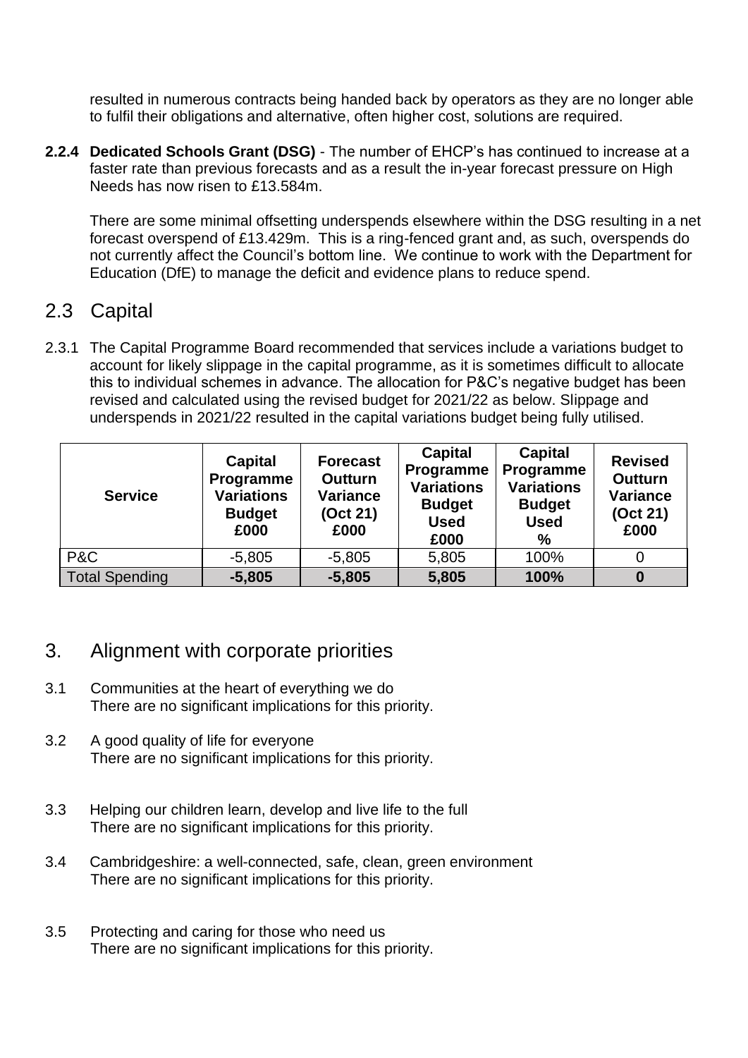resulted in numerous contracts being handed back by operators as they are no longer able to fulfil their obligations and alternative, often higher cost, solutions are required.

**2.2.4 Dedicated Schools Grant (DSG)** - The number of EHCP's has continued to increase at a faster rate than previous forecasts and as a result the in-year forecast pressure on High Needs has now risen to £13.584m.

There are some minimal offsetting underspends elsewhere within the DSG resulting in a net forecast overspend of £13.429m. This is a ring-fenced grant and, as such, overspends do not currently affect the Council's bottom line. We continue to work with the Department for Education (DfE) to manage the deficit and evidence plans to reduce spend.

## 2.3 Capital

2.3.1 The Capital Programme Board recommended that services include a variations budget to account for likely slippage in the capital programme, as it is sometimes difficult to allocate this to individual schemes in advance. The allocation for P&C's negative budget has been revised and calculated using the revised budget for 2021/22 as below. Slippage and underspends in 2021/22 resulted in the capital variations budget being fully utilised.

| Service | Capital Programme Variations Budget £000 | Forecast Outturn Variance (Oct 21) £000 | Capital Programme Variations Budget Used £000 | Capital Programme Variations Budget Used % | Revised Outturn Variance (Oct 21) £000 |
|---|---|---|---|---|---|
| P&C | -5,805 | -5,805 | 5,805 | 100% | 0 |
| Total Spending | **-5,805** | **-5,805** | **5,805** | **100%** | **0** |

## 3. Alignment with corporate priorities

3.1 Communities at the heart of everything we do
There are no significant implications for this priority.

3.2 A good quality of life for everyone
There are no significant implications for this priority.

3.3 Helping our children learn, develop and live life to the full
There are no significant implications for this priority.

3.4 Cambridgeshire: a well-connected, safe, clean, green environment
There are no significant implications for this priority.

3.5 Protecting and caring for those who need us
There are no significant implications for this priority.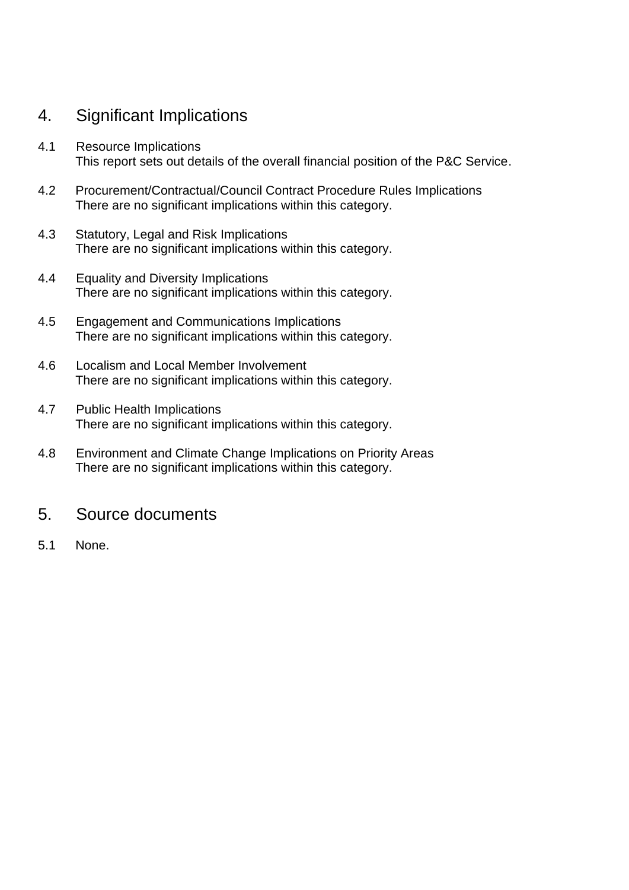## 4. Significant Implications

4.1 Resource Implications
This report sets out details of the overall financial position of the P&C Service.

4.2 Procurement/Contractual/Council Contract Procedure Rules Implications
There are no significant implications within this category.

4.3 Statutory, Legal and Risk Implications
There are no significant implications within this category.

4.4 Equality and Diversity Implications
There are no significant implications within this category.

4.5 Engagement and Communications Implications
There are no significant implications within this category.

4.6 Localism and Local Member Involvement
There are no significant implications within this category.

4.7 Public Health Implications
There are no significant implications within this category.

4.8 Environment and Climate Change Implications on Priority Areas
There are no significant implications within this category.

## 5. Source documents

5.1 None.